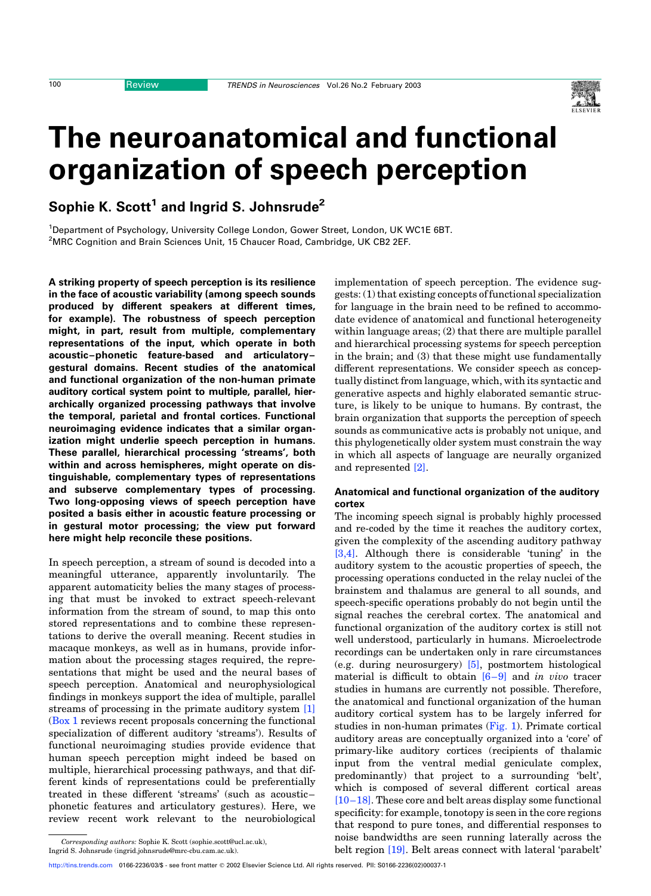# The neuroanatomical and functional organization of speech perception

**Sophie K. Scott[1] and Ingrid S. Johnsrude[2]**

[1]Department of Psychology, University College London, Gower Street, London, UK WC1E 6BT.
[2]MRC Cognition and Brain Sciences Unit, 15 Chaucer Road, Cambridge, UK CB2 2EF.

**A striking property of speech perception is its resilience in the face of acoustic variability (among speech sounds produced by different speakers at different times, for example). The robustness of speech perception might, in part, result from multiple, complementary representations of the input, which operate in both acoustic–phonetic feature-based and articulatory–gestural domains. Recent studies of the anatomical and functional organization of the non-human primate auditory cortical system point to multiple, parallel, hierarchically organized processing pathways that involve the temporal, parietal and frontal cortices. Functional neuroimaging evidence indicates that a similar organization might underlie speech perception in humans. These parallel, hierarchical processing 'streams', both within and across hemispheres, might operate on distinguishable, complementary types of representations and subserve complementary types of processing. Two long-opposing views of speech perception have posited a basis either in acoustic feature processing or in gestural motor processing; the view put forward here might help reconcile these positions.**

In speech perception, a stream of sound is decoded into a meaningful utterance, apparently involuntarily. The apparent automaticity belies the many stages of processing that must be invoked to extract speech-relevant information from the stream of sound, to map this onto stored representations and to combine these representations to derive the overall meaning. Recent studies in macaque monkeys, as well as in humans, provide information about the processing stages required, the representations that might be used and the neural bases of speech perception. Anatomical and neurophysiological findings in monkeys support the idea of multiple, parallel streams of processing in the primate auditory system [1] (Box 1 reviews recent proposals concerning the functional specialization of different auditory 'streams'). Results of functional neuroimaging studies provide evidence that human speech perception might indeed be based on multiple, hierarchical processing pathways, and that different kinds of representations could be preferentially treated in these different 'streams' (such as acoustic–phonetic features and articulatory gestures). Here, we review recent work relevant to the neurobiological implementation of speech perception. The evidence suggests: (1) that existing concepts of functional specialization for language in the brain need to be refined to accommodate evidence of anatomical and functional heterogeneity within language areas; (2) that there are multiple parallel and hierarchical processing systems for speech perception in the brain; and (3) that these might use fundamentally different representations. We consider speech as conceptually distinct from language, which, with its syntactic and generative aspects and highly elaborated semantic structure, is likely to be unique to humans. By contrast, the brain organization that supports the perception of speech sounds as communicative acts is probably not unique, and this phylogenetically older system must constrain the way in which all aspects of language are neurally organized and represented [2].

## Anatomical and functional organization of the auditory cortex

The incoming speech signal is probably highly processed and re-coded by the time it reaches the auditory cortex, given the complexity of the ascending auditory pathway [3,4]. Although there is considerable 'tuning' in the auditory system to the acoustic properties of speech, the processing operations conducted in the relay nuclei of the brainstem and thalamus are general to all sounds, and speech-specific operations probably do not begin until the signal reaches the cerebral cortex. The anatomical and functional organization of the auditory cortex is still not well understood, particularly in humans. Microelectrode recordings can be undertaken only in rare circumstances (e.g. during neurosurgery) [5], postmortem histological material is difficult to obtain [6–9] and *in vivo* tracer studies in humans are currently not possible. Therefore, the anatomical and functional organization of the human auditory cortical system has to be largely inferred for studies in non-human primates (Fig. 1). Primate cortical auditory areas are conceptually organized into a 'core' of primary-like auditory cortices (recipients of thalamic input from the ventral medial geniculate complex, predominantly) that project to a surrounding 'belt', which is composed of several different cortical areas [10–18]. These core and belt areas display some functional specificity: for example, tonotopy is seen in the core regions that respond to pure tones, and differential responses to noise bandwidths are seen running laterally across the belt region [19]. Belt areas connect with lateral 'parabelt'

*Corresponding authors:* Sophie K. Scott (sophie.scott@ucl.ac.uk), Ingrid S. Johnsrude (ingrid.johnsrude@mrc-cbu.cam.ac.uk).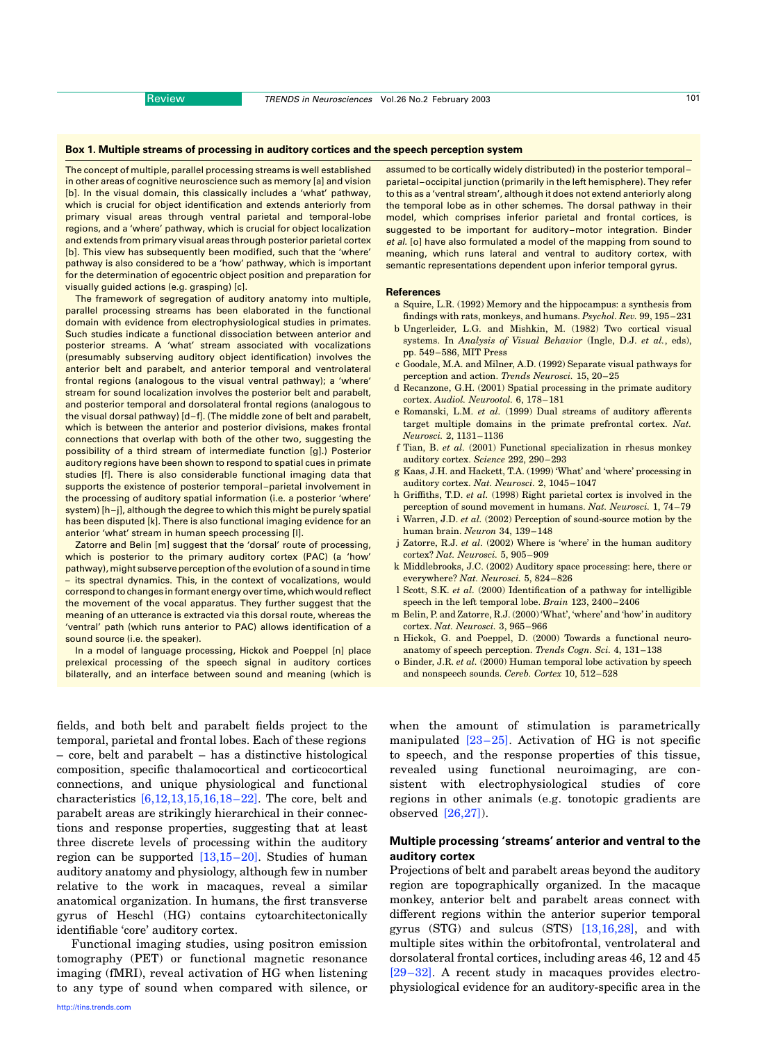### Box 1. Multiple streams of processing in auditory cortices and the speech perception system

The concept of multiple, parallel processing streams is well established in other areas of cognitive neuroscience such as memory [a] and vision [b]. In the visual domain, this classically includes a 'what' pathway, which is crucial for object identification and extends anteriorly from primary visual areas through ventral parietal and temporal-lobe regions, and a 'where' pathway, which is crucial for object localization and extends from primary visual areas through posterior parietal cortex [b]. This view has subsequently been modified, such that the 'where' pathway is also considered to be a 'how' pathway, which is important for the determination of egocentric object position and preparation for visually guided actions (e.g. grasping) [c].

The framework of segregation of auditory anatomy into multiple, parallel processing streams has been elaborated in the functional domain with evidence from electrophysiological studies in primates. Such studies indicate a functional dissociation between anterior and posterior streams. A 'what' stream associated with vocalizations (presumably subserving auditory object identification) involves the anterior belt and parabelt, and anterior temporal and ventrolateral frontal regions (analogous to the visual ventral pathway); a 'where' stream for sound localization involves the posterior belt and parabelt, and posterior temporal and dorsolateral frontal regions (analogous to the visual dorsal pathway) [d–f]. (The middle zone of belt and parabelt, which is between the anterior and posterior divisions, makes frontal connections that overlap with both of the other two, suggesting the possibility of a third stream of intermediate function [g].) Posterior auditory regions have been shown to respond to spatial cues in primate studies [f]. There is also considerable functional imaging data that supports the existence of posterior temporal–parietal involvement in the processing of auditory spatial information (i.e. a posterior 'where' system) [h–j], although the degree to which this might be purely spatial has been disputed [k]. There is also functional imaging evidence for an anterior 'what' stream in human speech processing [l].

Zatorre and Belin [m] suggest that the 'dorsal' route of processing, which is posterior to the primary auditory cortex (PAC) (a 'how' pathway), might subserve perception of the evolution of a sound in time – its spectral dynamics. This, in the context of vocalizations, would correspond to changes in formant energy over time, which would reflect the movement of the vocal apparatus. They further suggest that the meaning of an utterance is extracted via this dorsal route, whereas the 'ventral' path (which runs anterior to PAC) allows identification of a sound source (i.e. the speaker).

In a model of language processing, Hickok and Poeppel [n] place prelexical processing of the speech signal in auditory cortices bilaterally, and an interface between sound and meaning (which is assumed to be cortically widely distributed) in the posterior temporal–parietal–occipital junction (primarily in the left hemisphere). They refer to this as a 'ventral stream', although it does not extend anteriorly along the temporal lobe as in other schemes. The dorsal pathway in their model, which comprises inferior parietal and frontal cortices, is suggested to be important for auditory–motor integration. Binder *et al.* [o] have also formulated a model of the mapping from sound to meaning, which runs lateral and ventral to auditory cortex, with semantic representations dependent upon inferior temporal gyrus.

#### References

a Squire, L.R. (1992) Memory and the hippocampus: a synthesis from findings with rats, monkeys, and humans. *Psychol. Rev.* 99, 195–231

b Ungerleider, L.G. and Mishkin, M. (1982) Two cortical visual systems. In *Analysis of Visual Behavior* (Ingle, D.J. *et al.*, eds), pp. 549–586, MIT Press

c Goodale, M.A. and Milner, A.D. (1992) Separate visual pathways for perception and action. *Trends Neurosci.* 15, 20–25

d Recanzone, G.H. (2001) Spatial processing in the primate auditory cortex. *Audiol. Neurootol.* 6, 178–181

e Romanski, L.M. *et al.* (1999) Dual streams of auditory afferents target multiple domains in the primate prefrontal cortex. *Nat. Neurosci.* 2, 1131–1136

f Tian, B. *et al.* (2001) Functional specialization in rhesus monkey auditory cortex. *Science* 292, 290–293

g Kaas, J.H. and Hackett, T.A. (1999) 'What' and 'where' processing in auditory cortex. *Nat. Neurosci.* 2, 1045–1047

h Griffiths, T.D. *et al.* (1998) Right parietal cortex is involved in the perception of sound movement in humans. *Nat. Neurosci.* 1, 74–79

i Warren, J.D. *et al.* (2002) Perception of sound-source motion by the human brain. *Neuron* 34, 139–148

j Zatorre, R.J. *et al.* (2002) Where is 'where' in the human auditory cortex? *Nat. Neurosci.* 5, 905–909

k Middlebrooks, J.C. (2002) Auditory space processing: here, there or everywhere? *Nat. Neurosci.* 5, 824–826

l Scott, S.K. *et al.* (2000) Identification of a pathway for intelligible speech in the left temporal lobe. *Brain* 123, 2400–2406

m Belin, P. and Zatorre, R.J. (2000) 'What', 'where' and 'how' in auditory cortex. *Nat. Neurosci.* 3, 965–966

n Hickok, G. and Poeppel, D. (2000) Towards a functional neuroanatomy of speech perception. *Trends Cogn. Sci.* 4, 131–138

o Binder, J.R. *et al.* (2000) Human temporal lobe activation by speech and nonspeech sounds. *Cereb. Cortex* 10, 512–528

---

fields, and both belt and parabelt fields project to the temporal, parietal and frontal lobes. Each of these regions – core, belt and parabelt – has a distinctive histological composition, specific thalamocortical and corticocortical connections, and unique physiological and functional characteristics [6,12,13,15,16,18–22]. The core, belt and parabelt areas are strikingly hierarchical in their connections and response properties, suggesting that at least three discrete levels of processing within the auditory region can be supported [13,15–20]. Studies of human auditory anatomy and physiology, although few in number relative to the work in macaques, reveal a similar anatomical organization. In humans, the first transverse gyrus of Heschl (HG) contains cytoarchitectonically identifiable 'core' auditory cortex.

Functional imaging studies, using positron emission tomography (PET) or functional magnetic resonance imaging (fMRI), reveal activation of HG when listening to any type of sound when compared with silence, or when the amount of stimulation is parametrically manipulated [23–25]. Activation of HG is not specific to speech, and the response properties of this tissue, revealed using functional neuroimaging, are consistent with electrophysiological studies of core regions in other animals (e.g. tonotopic gradients are observed [26,27]).

## Multiple processing 'streams' anterior and ventral to the auditory cortex

Projections of belt and parabelt areas beyond the auditory region are topographically organized. In the macaque monkey, anterior belt and parabelt areas connect with different regions within the anterior superior temporal gyrus (STG) and sulcus (STS) [13,16,28], and with multiple sites within the orbitofrontal, ventrolateral and dorsolateral frontal cortices, including areas 46, 12 and 45 [29–32]. A recent study in macaques provides electrophysiological evidence for an auditory-specific area in the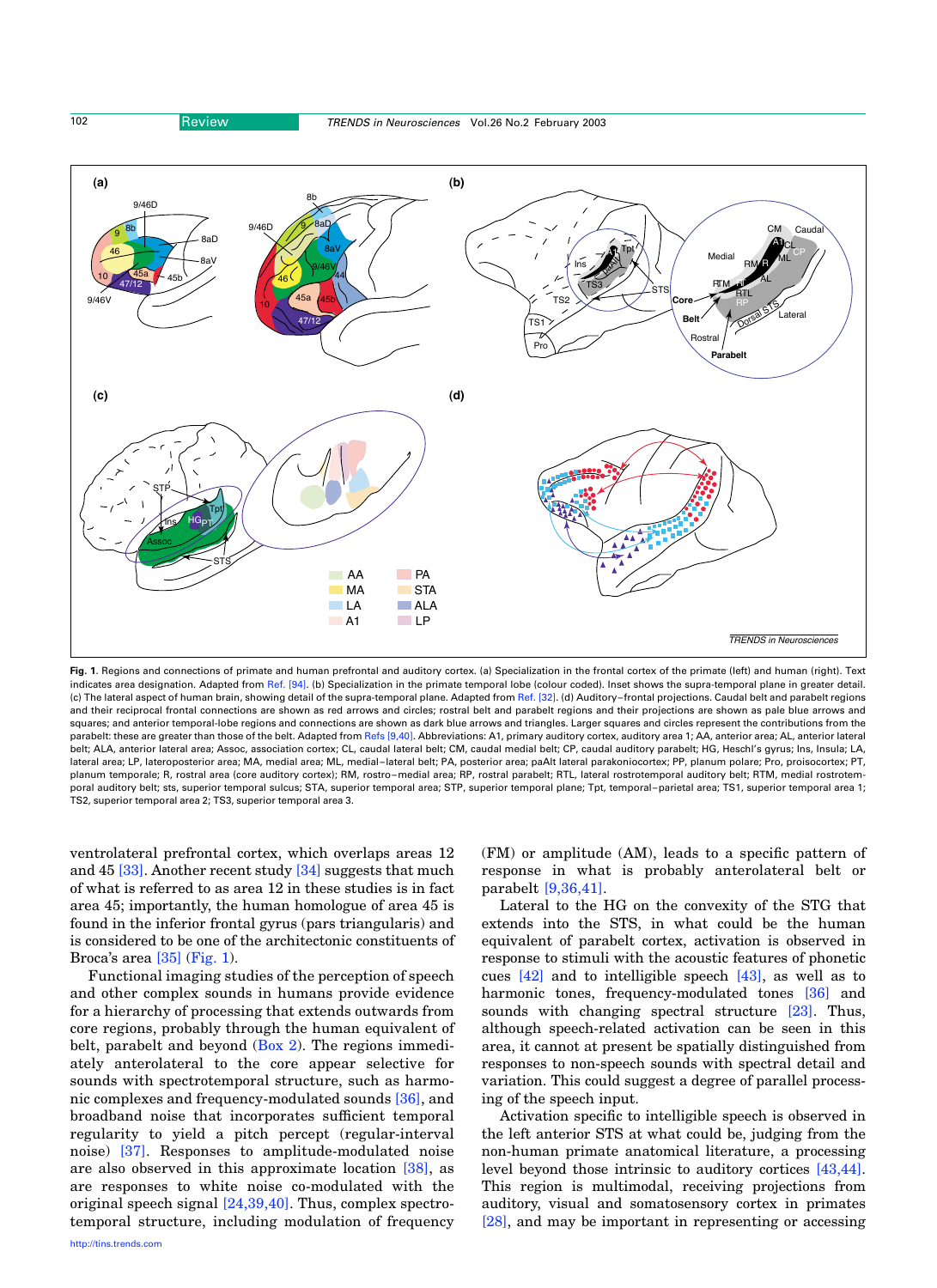**Fig. 1.** Regions and connections of primate and human prefrontal and auditory cortex. (a) Specialization in the frontal cortex of the primate (left) and human (right). Text indicates area designation. Adapted from Ref. [94]. (b) Specialization in the primate temporal lobe (colour coded). Inset shows the supra-temporal plane in greater detail. (c) The lateral aspect of human brain, showing detail of the supra-temporal plane. Adapted from Ref. [32]. (d) Auditory–frontal projections. Caudal belt and parabelt regions and their reciprocal frontal connections are shown as red arrows and circles; rostral belt and parabelt regions and their projections are shown as pale blue arrows and squares; and anterior temporal-lobe regions and connections are shown as dark blue arrows and triangles. Larger squares and circles represent the contributions from the parabelt: these are greater than those of the belt. Adapted from Refs [9,40]. Abbreviations: A1, primary auditory cortex, auditory area 1; AA, anterior area; AL, anterior lateral belt; ALA, anterior lateral area; Assoc, association cortex; CL, caudal lateral belt; CM, caudal medial belt; CP, caudal auditory parabelt; HG, Heschl's gyrus; Ins, Insula; LA, lateral area; LP, lateroposterior area; MA, medial area; ML, medial–lateral belt; PA, posterior area; paAlt lateral parakoniocortex; PP, planum polare; Pro, proisocortex; PT, planum temporale; R, rostral area (core auditory cortex); RM, rostro–medial area; RP, rostral parabelt; RTL, lateral rostrotemporal auditory belt; RTM, medial rostrotemporal auditory belt; sts, superior temporal sulcus; STA, superior temporal area; STP, superior temporal plane; Tpt, temporal–parietal area; TS1, superior temporal area 1; TS2, superior temporal area 2; TS3, superior temporal area 3.

ventrolateral prefrontal cortex, which overlaps areas 12 and 45 [33]. Another recent study [34] suggests that much of what is referred to as area 12 in these studies is in fact area 45; importantly, the human homologue of area 45 is found in the inferior frontal gyrus (pars triangularis) and is considered to be one of the architectonic constituents of Broca's area [35] (Fig. 1).

Functional imaging studies of the perception of speech and other complex sounds in humans provide evidence for a hierarchy of processing that extends outwards from core regions, probably through the human equivalent of belt, parabelt and beyond (Box 2). The regions immediately anterolateral to the core appear selective for sounds with spectrotemporal structure, such as harmonic complexes and frequency-modulated sounds [36], and broadband noise that incorporates sufficient temporal regularity to yield a pitch percept (regular-interval noise) [37]. Responses to amplitude-modulated noise are also observed in this approximate location [38], as are responses to white noise co-modulated with the original speech signal [24,39,40]. Thus, complex spectrotemporal structure, including modulation of frequency (FM) or amplitude (AM), leads to a specific pattern of response in what is probably anterolateral belt or parabelt [9,36,41].

Lateral to the HG on the convexity of the STG that extends into the STS, in what could be the human equivalent of parabelt cortex, activation is observed in response to stimuli with the acoustic features of phonetic cues [42] and to intelligible speech [43], as well as to harmonic tones, frequency-modulated tones [36] and sounds with changing spectral structure [23]. Thus, although speech-related activation can be seen in this area, it cannot at present be spatially distinguished from responses to non-speech sounds with spectral detail and variation. This could suggest a degree of parallel processing of the speech input.

Activation specific to intelligible speech is observed in the left anterior STS at what could be, judging from the non-human primate anatomical literature, a processing level beyond those intrinsic to auditory cortices [43,44]. This region is multimodal, receiving projections from auditory, visual and somatosensory cortex in primates [28], and may be important in representing or accessing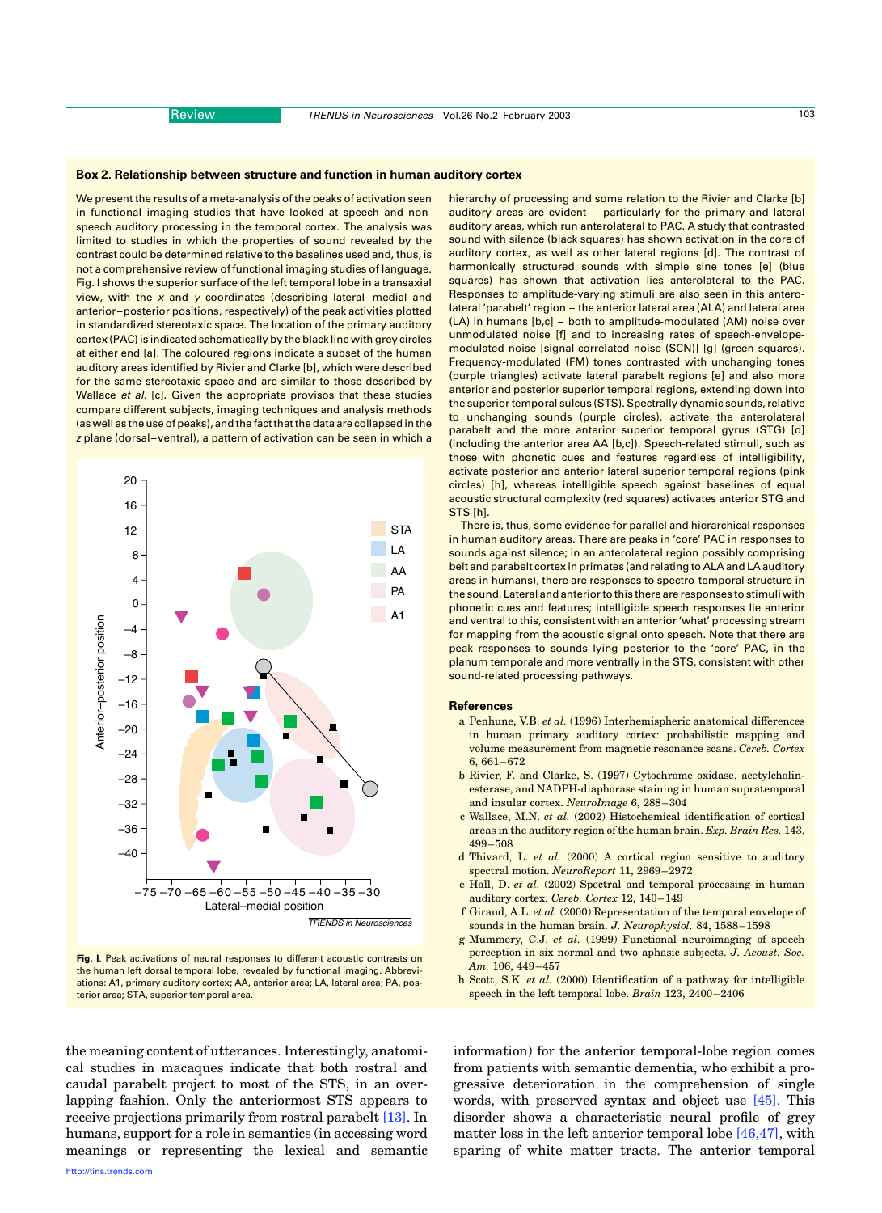## Box 2. Relationship between structure and function in human auditory cortex

We present the results of a meta-analysis of the peaks of activation seen in functional imaging studies that have looked at speech and non-speech auditory processing in the temporal cortex. The analysis was limited to studies in which the properties of sound revealed by the contrast could be determined relative to the baselines used and, thus, is not a comprehensive review of functional imaging studies of language. Fig. I shows the superior surface of the left temporal lobe in a transaxial view, with the *x* and *y* coordinates (describing lateral–medial and anterior–posterior positions, respectively) of the peak activities plotted in standardized stereotaxic space. The location of the primary auditory cortex (PAC) is indicated schematically by the black line with grey circles at either end [a]. The coloured regions indicate a subset of the human auditory areas identified by Rivier and Clarke [b], which were described for the same stereotaxic space and are similar to those described by Wallace *et al.* [c]. Given the appropriate provisos that these studies compare different subjects, imaging techniques and analysis methods (as well as the use of peaks), and the fact that the data are collapsed in the *z* plane (dorsal–ventral), a pattern of activation can be seen in which a hierarchy of processing and some relation to the Rivier and Clarke [b] auditory areas are evident – particularly for the primary and lateral auditory areas, which run anterolateral to PAC. A study that contrasted sound with silence (black squares) has shown activation in the core of auditory cortex, as well as other lateral regions [d]. The contrast of harmonically structured sounds with simple sine tones [e] (blue squares) has shown that activation lies anterolateral to the PAC. Responses to amplitude-varying stimuli are also seen in this anterolateral 'parabelt' region – the anterior lateral area (ALA) and lateral area (LA) in humans [b,c] – both to amplitude-modulated (AM) noise over unmodulated noise [f] and to increasing rates of speech-envelope-modulated noise [signal-correlated noise (SCN)] [g] (green squares). Frequency-modulated (FM) tones contrasted with unchanging tones (purple triangles) activate lateral parabelt regions [e] and also more anterior and posterior superior temporal regions, extending down into the superior temporal sulcus (STS). Spectrally dynamic sounds, relative to unchanging sounds (purple circles), activate the anterolateral parabelt and the more anterior superior temporal gyrus (STG) [d] (including the anterior area AA [b,c]). Speech-related stimuli, such as those with phonetic cues and features regardless of intelligibility, activate posterior and anterior lateral superior temporal regions (pink circles) [h], whereas intelligible speech against baselines of equal acoustic structural complexity (red squares) activates anterior STG and STS [h].

There is, thus, some evidence for parallel and hierarchical responses in human auditory areas. There are peaks in 'core' PAC in responses to sounds against silence; in an anterolateral region possibly comprising belt and parabelt cortex in primates (and relating to ALA and LA auditory areas in humans), there are responses to spectro-temporal structure in the sound. Lateral and anterior to this there are responses to stimuli with phonetic cues and features; intelligible speech responses lie anterior and ventral to this, consistent with an anterior 'what' processing stream for mapping from the acoustic signal onto speech. Note that there are peak responses to sounds lying posterior to the 'core' PAC, in the planum temporale and more ventrally in the STS, consistent with other sound-related processing pathways.

Fig. I. Peak activations of neural responses to different acoustic contrasts on the human left dorsal temporal lobe, revealed by functional imaging. Abbreviations: A1, primary auditory cortex; AA, anterior area; LA, lateral area; PA, posterior area; STA, superior temporal area.

### References

a Penhune, V.B. *et al.* (1996) Interhemispheric anatomical differences in human primary auditory cortex: probabilistic mapping and volume measurement from magnetic resonance scans. *Cereb. Cortex* 6, 661–672

b Rivier, F. and Clarke, S. (1997) Cytochrome oxidase, acetylcholinesterase, and NADPH-diaphorase staining in human supratemporal and insular cortex. *NeuroImage* 6, 288–304

c Wallace, M.N. *et al.* (2002) Histochemical identification of cortical areas in the auditory region of the human brain. *Exp. Brain Res.* 143, 499–508

d Thivard, L. *et al.* (2000) A cortical region sensitive to auditory spectral motion. *NeuroReport* 11, 2969–2972

e Hall, D. *et al.* (2002) Spectral and temporal processing in human auditory cortex. *Cereb. Cortex* 12, 140–149

f Giraud, A.L. *et al.* (2000) Representation of the temporal envelope of sounds in the human brain. *J. Neurophysiol.* 84, 1588–1598

g Mummery, C.J. *et al.* (1999) Functional neuroimaging of speech perception in six normal and two aphasic subjects. *J. Acoust. Soc. Am.* 106, 449–457

h Scott, S.K. *et al.* (2000) Identification of a pathway for intelligible speech in the left temporal lobe. *Brain* 123, 2400–2406

the meaning content of utterances. Interestingly, anatomical studies in macaques indicate that both rostral and caudal parabelt project to most of the STS, in an overlapping fashion. Only the anteriormost STS appears to receive projections primarily from rostral parabelt [13]. In humans, support for a role in semantics (in accessing word meanings or representing the lexical and semantic information) for the anterior temporal-lobe region comes from patients with semantic dementia, who exhibit a progressive deterioration in the comprehension of single words, with preserved syntax and object use [45]. This disorder shows a characteristic neural profile of grey matter loss in the left anterior temporal lobe [46,47], with sparing of white matter tracts. The anterior temporal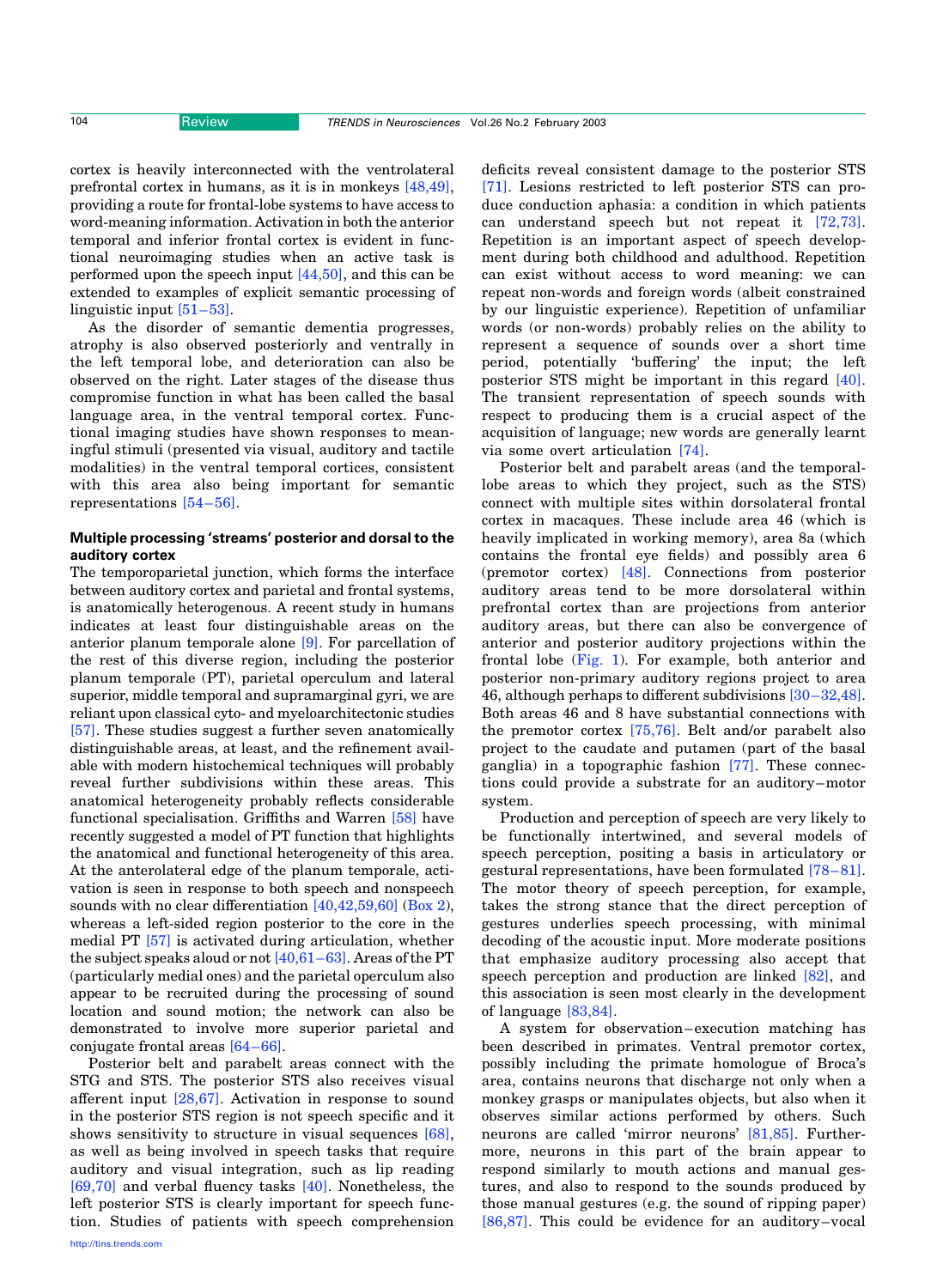cortex is heavily interconnected with the ventrolateral prefrontal cortex in humans, as it is in monkeys [48,49], providing a route for frontal-lobe systems to have access to word-meaning information. Activation in both the anterior temporal and inferior frontal cortex is evident in functional neuroimaging studies when an active task is performed upon the speech input [44,50], and this can be extended to examples of explicit semantic processing of linguistic input [51–53].

As the disorder of semantic dementia progresses, atrophy is also observed posteriorly and ventrally in the left temporal lobe, and deterioration can also be observed on the right. Later stages of the disease thus compromise function in what has been called the basal language area, in the ventral temporal cortex. Functional imaging studies have shown responses to meaningful stimuli (presented via visual, auditory and tactile modalities) in the ventral temporal cortices, consistent with this area also being important for semantic representations [54–56].

### Multiple processing 'streams' posterior and dorsal to the auditory cortex

The temporoparietal junction, which forms the interface between auditory cortex and parietal and frontal systems, is anatomically heterogeneous. A recent study in humans indicates at least four distinguishable areas on the anterior planum temporale alone [9]. For parcellation of the rest of this diverse region, including the posterior planum temporale (PT), parietal operculum and lateral superior, middle temporal and supramarginal gyri, we are reliant upon classical cyto- and myeloarchitectonic studies [57]. These studies suggest a further seven anatomically distinguishable areas, at least, and the refinement available with modern histochemical techniques will probably reveal further subdivisions within these areas. This anatomical heterogeneity probably reflects considerable functional specialisation. Griffiths and Warren [58] have recently suggested a model of PT function that highlights the anatomical and functional heterogeneity of this area. At the anterolateral edge of the planum temporale, activation is seen in response to both speech and nonspeech sounds with no clear differentiation [40,42,59,60] (Box 2), whereas a left-sided region posterior to the core in the medial PT [57] is activated during articulation, whether the subject speaks aloud or not [40,61–63]. Areas of the PT (particularly medial ones) and the parietal operculum also appear to be recruited during the processing of sound location and sound motion; the network can also be demonstrated to involve more superior parietal and conjugate frontal areas [64–66].

Posterior belt and parabelt areas connect with the STG and STS. The posterior STS also receives visual afferent input [28,67]. Activation in response to sound in the posterior STS region is not speech specific and it shows sensitivity to structure in visual sequences [68], as well as being involved in speech tasks that require auditory and visual integration, such as lip reading [69,70] and verbal fluency tasks [40]. Nonetheless, the left posterior STS is clearly important for speech function. Studies of patients with speech comprehension deficits reveal consistent damage to the posterior STS [71]. Lesions restricted to left posterior STS can produce conduction aphasia: a condition in which patients can understand speech but not repeat it [72,73]. Repetition is an important aspect of speech development during both childhood and adulthood. Repetition can exist without access to word meaning: we can repeat non-words and foreign words (albeit constrained by our linguistic experience). Repetition of unfamiliar words (or non-words) probably relies on the ability to represent a sequence of sounds over a short time period, potentially 'buffering' the input; the left posterior STS might be important in this regard [40]. The transient representation of speech sounds with respect to producing them is a crucial aspect of the acquisition of language; new words are generally learnt via some overt articulation [74].

Posterior belt and parabelt areas (and the temporal-lobe areas to which they project, such as the STS) connect with multiple sites within dorsolateral frontal cortex in macaques. These include area 46 (which is heavily implicated in working memory), area 8a (which contains the frontal eye fields) and possibly area 6 (premotor cortex) [48]. Connections from posterior auditory areas tend to be more dorsolateral within prefrontal cortex than are projections from anterior auditory areas, but there can also be convergence of anterior and posterior auditory projections within the frontal lobe (Fig. 1). For example, both anterior and posterior non-primary auditory regions project to area 46, although perhaps to different subdivisions [30–32,48]. Both areas 46 and 8 have substantial connections with the premotor cortex [75,76]. Belt and/or parabelt also project to the caudate and putamen (part of the basal ganglia) in a topographic fashion [77]. These connections could provide a substrate for an auditory–motor system.

Production and perception of speech are very likely to be functionally intertwined, and several models of speech perception, positing a basis in articulatory or gestural representations, have been formulated [78–81]. The motor theory of speech perception, for example, takes the strong stance that the direct perception of gestures underlies speech processing, with minimal decoding of the acoustic input. More moderate positions that emphasize auditory processing also accept that speech perception and production are linked [82], and this association is seen most clearly in the development of language [83,84].

A system for observation–execution matching has been described in primates. Ventral premotor cortex, possibly including the primate homologue of Broca's area, contains neurons that discharge not only when a monkey grasps or manipulates objects, but also when it observes similar actions performed by others. Such neurons are called 'mirror neurons' [81,85]. Furthermore, neurons in this part of the brain appear to respond similarly to mouth actions and manual gestures, and also to respond to the sounds produced by those manual gestures (e.g. the sound of ripping paper) [86,87]. This could be evidence for an auditory–vocal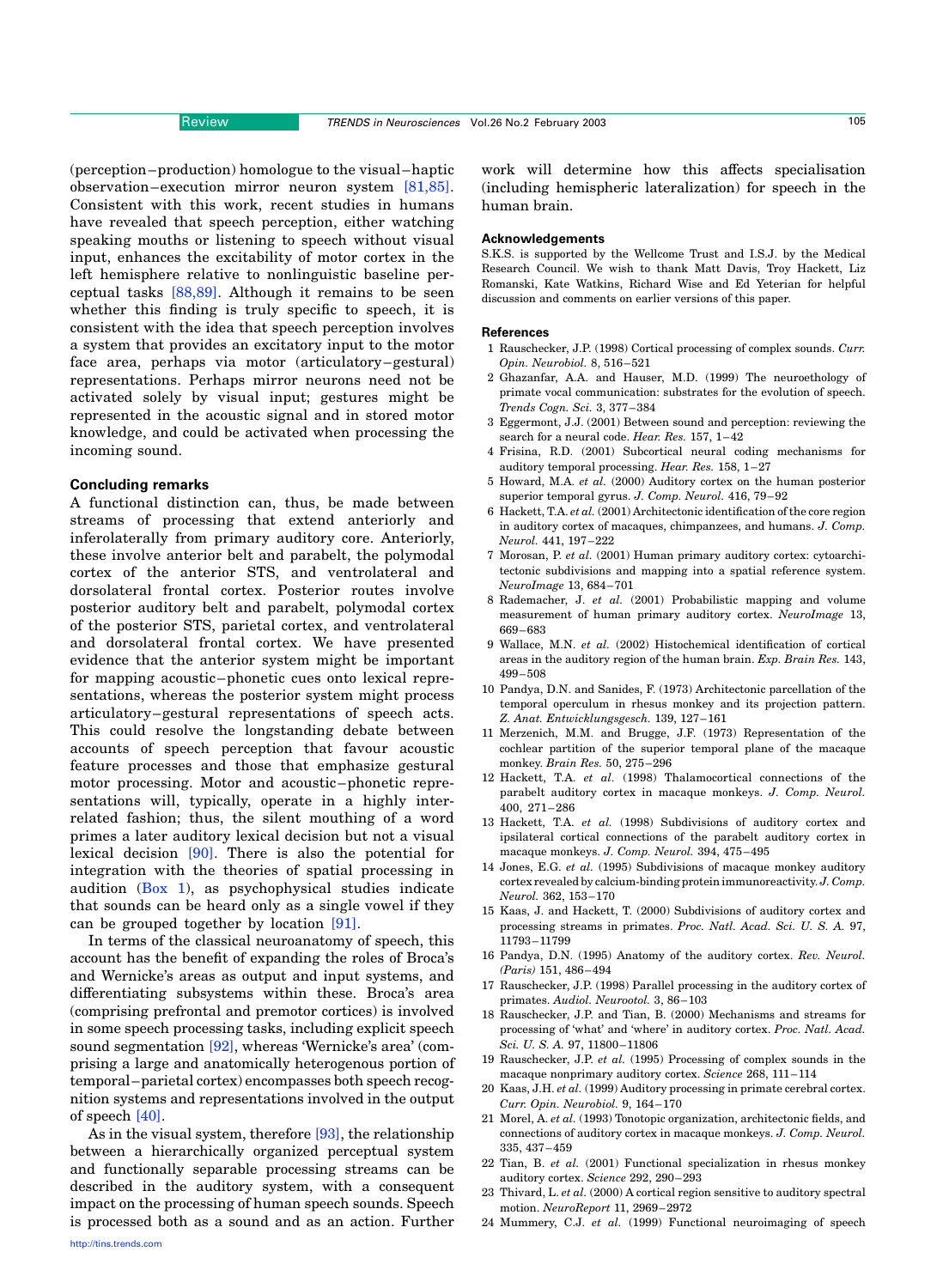(perception–production) homologue to the visual–haptic observation–execution mirror neuron system [81,85]. Consistent with this work, recent studies in humans have revealed that speech perception, either watching speaking mouths or listening to speech without visual input, enhances the excitability of motor cortex in the left hemisphere relative to nonlinguistic baseline perceptual tasks [88,89]. Although it remains to be seen whether this finding is truly specific to speech, it is consistent with the idea that speech perception involves a system that provides an excitatory input to the motor face area, perhaps via motor (articulatory–gestural) representations. Perhaps mirror neurons need not be activated solely by visual input; gestures might be represented in the acoustic signal and in stored motor knowledge, and could be activated when processing the incoming sound.

### Concluding remarks

A functional distinction can, thus, be made between streams of processing that extend anteriorly and inferolaterally from primary auditory core. Anteriorly, these involve anterior belt and parabelt, the polymodal cortex of the anterior STS, and ventrolateral and dorsolateral frontal cortex. Posterior routes involve posterior auditory belt and parabelt, polymodal cortex of the posterior STS, parietal cortex, and ventrolateral and dorsolateral frontal cortex. We have presented evidence that the anterior system might be important for mapping acoustic–phonetic cues onto lexical representations, whereas the posterior system might process articulatory–gestural representations of speech acts. This could resolve the longstanding debate between accounts of speech perception that favour acoustic feature processes and those that emphasize gestural motor processing. Motor and acoustic–phonetic representations will, typically, operate in a highly interrelated fashion; thus, the silent mouthing of a word primes a later auditory lexical decision but not a visual lexical decision [90]. There is also the potential for integration with the theories of spatial processing in audition (Box 1), as psychophysical studies indicate that sounds can be heard only as a single vowel if they can be grouped together by location [91].

In terms of the classical neuroanatomy of speech, this account has the benefit of expanding the roles of Broca's and Wernicke's areas as output and input systems, and differentiating subsystems within these. Broca's area (comprising prefrontal and premotor cortices) is involved in some speech processing tasks, including explicit speech sound segmentation [92], whereas 'Wernicke's area' (comprising a large and anatomically heterogenous portion of temporal–parietal cortex) encompasses both speech recognition systems and representations involved in the output of speech [40].

As in the visual system, therefore [93], the relationship between a hierarchically organized perceptual system and functionally separable processing streams can be described in the auditory system, with a consequent impact on the processing of human speech sounds. Speech is processed both as a sound and as an action. Further work will determine how this affects specialisation (including hemispheric lateralization) for speech in the human brain.

#### Acknowledgements

S.K.S. is supported by the Wellcome Trust and I.S.J. by the Medical Research Council. We wish to thank Matt Davis, Troy Hackett, Liz Romanski, Kate Watkins, Richard Wise and Ed Yeterian for helpful discussion and comments on earlier versions of this paper.

#### References

1 Rauschecker, J.P. (1998) Cortical processing of complex sounds. *Curr. Opin. Neurobiol.* 8, 516–521

2 Ghazanfar, A.A. and Hauser, M.D. (1999) The neuroethology of primate vocal communication: substrates for the evolution of speech. *Trends Cogn. Sci.* 3, 377–384

3 Eggermont, J.J. (2001) Between sound and perception: reviewing the search for a neural code. *Hear. Res.* 157, 1–42

4 Frisina, R.D. (2001) Subcortical neural coding mechanisms for auditory temporal processing. *Hear. Res.* 158, 1–27

5 Howard, M.A. *et al.* (2000) Auditory cortex on the human posterior superior temporal gyrus. *J. Comp. Neurol.* 416, 79–92

6 Hackett, T.A. *et al.* (2001) Architectonic identification of the core region in auditory cortex of macaques, chimpanzees, and humans. *J. Comp. Neurol.* 441, 197–222

7 Morosan, P. *et al.* (2001) Human primary auditory cortex: cytoarchitectonic subdivisions and mapping into a spatial reference system. *NeuroImage* 13, 684–701

8 Rademacher, J. *et al.* (2001) Probabilistic mapping and volume measurement of human primary auditory cortex. *NeuroImage* 13, 669–683

9 Wallace, M.N. *et al.* (2002) Histochemical identification of cortical areas in the auditory region of the human brain. *Exp. Brain Res.* 143, 499–508

10 Pandya, D.N. and Sanides, F. (1973) Architectonic parcellation of the temporal operculum in rhesus monkey and its projection pattern. *Z. Anat. Entwicklungsgesch.* 139, 127–161

11 Merzenich, M.M. and Brugge, J.F. (1973) Representation of the cochlear partition of the superior temporal plane of the macaque monkey. *Brain Res.* 50, 275–296

12 Hackett, T.A. *et al.* (1998) Thalamocortical connections of the parabelt auditory cortex in macaque monkeys. *J. Comp. Neurol.* 400, 271–286

13 Hackett, T.A. *et al.* (1998) Subdivisions of auditory cortex and ipsilateral cortical connections of the parabelt auditory cortex in macaque monkeys. *J. Comp. Neurol.* 394, 475–495

14 Jones, E.G. *et al.* (1995) Subdivisions of macaque monkey auditory cortex revealed by calcium-binding protein immunoreactivity. *J. Comp. Neurol.* 362, 153–170

15 Kaas, J. and Hackett, T. (2000) Subdivisions of auditory cortex and processing streams in primates. *Proc. Natl. Acad. Sci. U. S. A.* 97, 11793–11799

16 Pandya, D.N. (1995) Anatomy of the auditory cortex. *Rev. Neurol. (Paris)* 151, 486–494

17 Rauschecker, J.P. (1998) Parallel processing in the auditory cortex of primates. *Audiol. Neurootol.* 3, 86–103

18 Rauschecker, J.P. and Tian, B. (2000) Mechanisms and streams for processing of 'what' and 'where' in auditory cortex. *Proc. Natl. Acad. Sci. U. S. A.* 97, 11800–11806

19 Rauschecker, J.P. *et al.* (1995) Processing of complex sounds in the macaque nonprimary auditory cortex. *Science* 268, 111–114

20 Kaas, J.H. *et al.* (1999) Auditory processing in primate cerebral cortex. *Curr. Opin. Neurobiol.* 9, 164–170

21 Morel, A. *et al.* (1993) Tonotopic organization, architectonic fields, and connections of auditory cortex in macaque monkeys. *J. Comp. Neurol.* 335, 437–459

22 Tian, B. *et al.* (2001) Functional specialization in rhesus monkey auditory cortex. *Science* 292, 290–293

23 Thivard, L. *et al.* (2000) A cortical region sensitive to auditory spectral motion. *NeuroReport* 11, 2969–2972

24 Mummery, C.J. *et al.* (1999) Functional neuroimaging of speech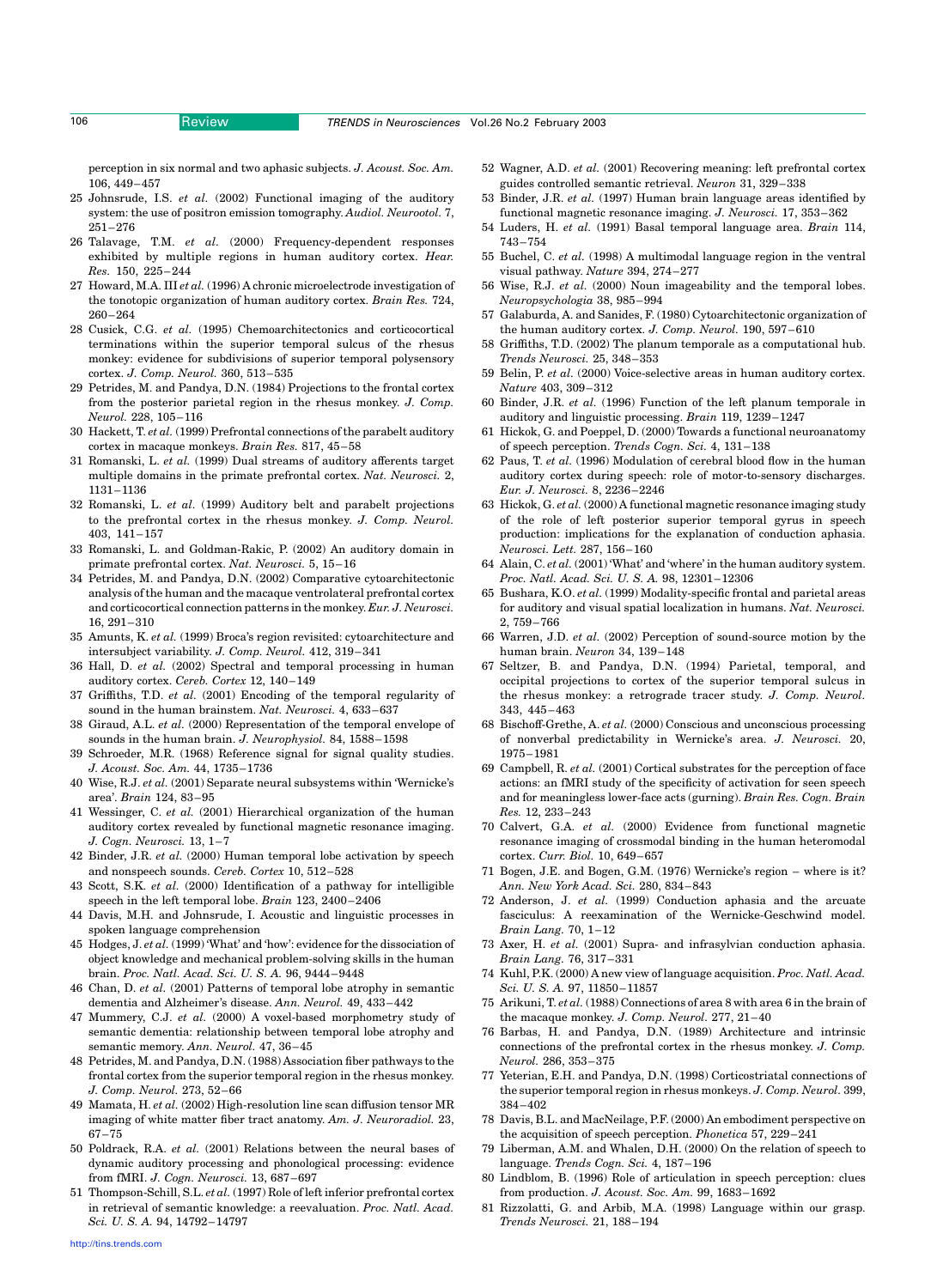perception in six normal and two aphasic subjects. *J. Acoust. Soc. Am.* 106, 449–457

25 Johnsrude, I.S. *et al.* (2002) Functional imaging of the auditory system: the use of positron emission tomography. *Audiol. Neurootol.* 7, 251–276

26 Talavage, T.M. *et al.* (2000) Frequency-dependent responses exhibited by multiple regions in human auditory cortex. *Hear. Res.* 150, 225–244

27 Howard, M.A. III *et al.* (1996) A chronic microelectrode investigation of the tonotopic organization of human auditory cortex. *Brain Res.* 724, 260–264

28 Cusick, C.G. *et al.* (1995) Chemoarchitectonics and corticocortical terminations within the superior temporal sulcus of the rhesus monkey: evidence for subdivisions of superior temporal polysensory cortex. *J. Comp. Neurol.* 360, 513–535

29 Petrides, M. and Pandya, D.N. (1984) Projections to the frontal cortex from the posterior parietal region in the rhesus monkey. *J. Comp. Neurol.* 228, 105–116

30 Hackett, T. *et al.* (1999) Prefrontal connections of the parabelt auditory cortex in macaque monkeys. *Brain Res.* 817, 45–58

31 Romanski, L. *et al.* (1999) Dual streams of auditory afferents target multiple domains in the primate prefrontal cortex. *Nat. Neurosci.* 2, 1131–1136

32 Romanski, L. *et al.* (1999) Auditory belt and parabelt projections to the prefrontal cortex in the rhesus monkey. *J. Comp. Neurol.* 403, 141–157

33 Romanski, L. and Goldman-Rakic, P. (2002) An auditory domain in primate prefrontal cortex. *Nat. Neurosci.* 5, 15–16

34 Petrides, M. and Pandya, D.N. (2002) Comparative cytoarchitectonic analysis of the human and the macaque ventrolateral prefrontal cortex and corticocortical connection patterns in the monkey. *Eur. J. Neurosci.* 16, 291–310

35 Amunts, K. *et al.* (1999) Broca's region revisited: cytoarchitecture and intersubject variability. *J. Comp. Neurol.* 412, 319–341

36 Hall, D. *et al.* (2002) Spectral and temporal processing in human auditory cortex. *Cereb. Cortex* 12, 140–149

37 Griffiths, T.D. *et al.* (2001) Encoding of the temporal regularity of sound in the human brainstem. *Nat. Neurosci.* 4, 633–637

38 Giraud, A.L. *et al.* (2000) Representation of the temporal envelope of sounds in the human brain. *J. Neurophysiol.* 84, 1588–1598

39 Schroeder, M.R. (1968) Reference signal for signal quality studies. *J. Acoust. Soc. Am.* 44, 1735–1736

40 Wise, R.J. *et al.* (2001) Separate neural subsystems within 'Wernicke's area'. *Brain* 124, 83–95

41 Wessinger, C. *et al.* (2001) Hierarchical organization of the human auditory cortex revealed by functional magnetic resonance imaging. *J. Cogn. Neurosci.* 13, 1–7

42 Binder, J.R. *et al.* (2000) Human temporal lobe activation by speech and nonspeech sounds. *Cereb. Cortex* 10, 512–528

43 Scott, S.K. *et al.* (2000) Identification of a pathway for intelligible speech in the left temporal lobe. *Brain* 123, 2400–2406

44 Davis, M.H. and Johnsrude, I. Acoustic and linguistic processes in spoken language comprehension

45 Hodges, J. *et al.* (1999) 'What' and 'how': evidence for the dissociation of object knowledge and mechanical problem-solving skills in the human brain. *Proc. Natl. Acad. Sci. U. S. A.* 96, 9444–9448

46 Chan, D. *et al.* (2001) Patterns of temporal lobe atrophy in semantic dementia and Alzheimer's disease. *Ann. Neurol.* 49, 433–442

47 Mummery, C.J. *et al.* (2000) A voxel-based morphometry study of semantic dementia: relationship between temporal lobe atrophy and semantic memory. *Ann. Neurol.* 47, 36–45

48 Petrides, M. and Pandya, D.N. (1988) Association fiber pathways to the frontal cortex from the superior temporal region in the rhesus monkey. *J. Comp. Neurol.* 273, 52–66

49 Mamata, H. *et al.* (2002) High-resolution line scan diffusion tensor MR imaging of white matter fiber tract anatomy. *Am. J. Neuroradiol.* 23, 67–75

50 Poldrack, R.A. *et al.* (2001) Relations between the neural bases of dynamic auditory processing and phonological processing: evidence from fMRI. *J. Cogn. Neurosci.* 13, 687–697

51 Thompson-Schill, S.L. *et al.* (1997) Role of left inferior prefrontal cortex in retrieval of semantic knowledge: a reevaluation. *Proc. Natl. Acad. Sci. U. S. A.* 94, 14792–14797

52 Wagner, A.D. *et al.* (2001) Recovering meaning: left prefrontal cortex guides controlled semantic retrieval. *Neuron* 31, 329–338

53 Binder, J.R. *et al.* (1997) Human brain language areas identified by functional magnetic resonance imaging. *J. Neurosci.* 17, 353–362

54 Luders, H. *et al.* (1991) Basal temporal language area. *Brain* 114, 743–754

55 Buchel, C. *et al.* (1998) A multimodal language region in the ventral visual pathway. *Nature* 394, 274–277

56 Wise, R.J. *et al.* (2000) Noun imageability and the temporal lobes. *Neuropsychologia* 38, 985–994

57 Galaburda, A. and Sanides, F. (1980) Cytoarchitectonic organization of the human auditory cortex. *J. Comp. Neurol.* 190, 597–610

58 Griffiths, T.D. (2002) The planum temporale as a computational hub. *Trends Neurosci.* 25, 348–353

59 Belin, P. *et al.* (2000) Voice-selective areas in human auditory cortex. *Nature* 403, 309–312

60 Binder, J.R. *et al.* (1996) Function of the left planum temporale in auditory and linguistic processing. *Brain* 119, 1239–1247

61 Hickok, G. and Poeppel, D. (2000) Towards a functional neuroanatomy of speech perception. *Trends Cogn. Sci.* 4, 131–138

62 Paus, T. *et al.* (1996) Modulation of cerebral blood flow in the human auditory cortex during speech: role of motor-to-sensory discharges. *Eur. J. Neurosci.* 8, 2236–2246

63 Hickok, G. *et al.* (2000) A functional magnetic resonance imaging study of the role of left posterior superior temporal gyrus in speech production: implications for the explanation of conduction aphasia. *Neurosci. Lett.* 287, 156–160

64 Alain, C. *et al.* (2001) 'What' and 'where' in the human auditory system. *Proc. Natl. Acad. Sci. U. S. A.* 98, 12301–12306

65 Bushara, K.O. *et al.* (1999) Modality-specific frontal and parietal areas for auditory and visual spatial localization in humans. *Nat. Neurosci.* 2, 759–766

66 Warren, J.D. *et al.* (2002) Perception of sound-source motion by the human brain. *Neuron* 34, 139–148

67 Seltzer, B. and Pandya, D.N. (1994) Parietal, temporal, and occipital projections to cortex of the superior temporal sulcus in the rhesus monkey: a retrograde tracer study. *J. Comp. Neurol.* 343, 445–463

68 Bischoff-Grethe, A. *et al.* (2000) Conscious and unconscious processing of nonverbal predictability in Wernicke's area. *J. Neurosci.* 20, 1975–1981

69 Campbell, R. *et al.* (2001) Cortical substrates for the perception of face actions: an fMRI study of the specificity of activation for seen speech and for meaningless lower-face acts (gurning). *Brain Res. Cogn. Brain Res.* 12, 233–243

70 Calvert, G.A. *et al.* (2000) Evidence from functional magnetic resonance imaging of crossmodal binding in the human heteromodal cortex. *Curr. Biol.* 10, 649–657

71 Bogen, J.E. and Bogen, G.M. (1976) Wernicke's region – where is it? *Ann. New York Acad. Sci.* 280, 834–843

72 Anderson, J. *et al.* (1999) Conduction aphasia and the arcuate fasciculus: A reexamination of the Wernicke-Geschwind model. *Brain Lang.* 70, 1–12

73 Axer, H. *et al.* (2001) Supra- and infrasylvian conduction aphasia. *Brain Lang.* 76, 317–331

74 Kuhl, P.K. (2000) A new view of language acquisition. *Proc. Natl. Acad. Sci. U. S. A.* 97, 11850–11857

75 Arikuni, T. *et al.* (1988) Connections of area 8 with area 6 in the brain of the macaque monkey. *J. Comp. Neurol.* 277, 21–40

76 Barbas, H. and Pandya, D.N. (1989) Architecture and intrinsic connections of the prefrontal cortex in the rhesus monkey. *J. Comp. Neurol.* 286, 353–375

77 Yeterian, E.H. and Pandya, D.N. (1998) Corticostriatal connections of the superior temporal region in rhesus monkeys. *J. Comp. Neurol.* 399, 384–402

78 Davis, B.L. and MacNeilage, P.F. (2000) An embodiment perspective on the acquisition of speech perception. *Phonetica* 57, 229–241

79 Liberman, A.M. and Whalen, D.H. (2000) On the relation of speech to language. *Trends Cogn. Sci.* 4, 187–196

80 Lindblom, B. (1996) Role of articulation in speech perception: clues from production. *J. Acoust. Soc. Am.* 99, 1683–1692

81 Rizzolatti, G. and Arbib, M.A. (1998) Language within our grasp. *Trends Neurosci.* 21, 188–194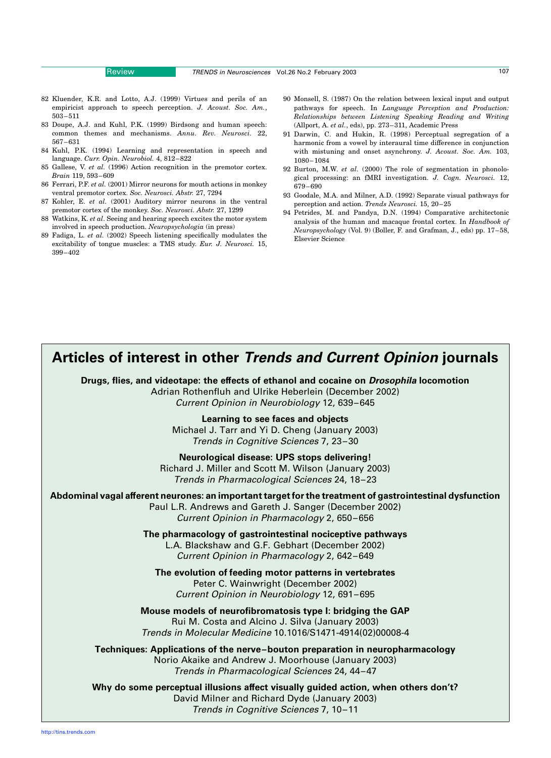82 Kluender, K.R. and Lotto, A.J. (1999) Virtues and perils of an empiricist approach to speech perception. *J. Acoust. Soc. Am.*, 503–511

83 Doupe, A.J. and Kuhl, P.K. (1999) Birdsong and human speech: common themes and mechanisms. *Annu. Rev. Neurosci.* 22, 567–631

84 Kuhl, P.K. (1994) Learning and representation in speech and language. *Curr. Opin. Neurobiol.* 4, 812–822

85 Gallese, V. *et al.* (1996) Action recognition in the premotor cortex. *Brain* 119, 593–609

86 Ferrari, P.F. *et al.* (2001) Mirror neurons for mouth actions in monkey ventral premotor cortex. *Soc. Neurosci. Abstr.* 27, 7294

87 Kohler, E. *et al.* (2001) Auditory mirror neurons in the ventral premotor cortex of the monkey. *Soc. Neurosci. Abstr.* 27, 1299

88 Watkins, K. *et al*. Seeing and hearing speech excites the motor system involved in speech production. *Neuropsychologia* (in press)

89 Fadiga, L. *et al.* (2002) Speech listening specifically modulates the excitability of tongue muscles: a TMS study. *Eur. J. Neurosci.* 15, 399–402

90 Monsell, S. (1987) On the relation between lexical input and output pathways for speech. In *Language Perception and Production: Relationships between Listening Speaking Reading and Writing* (Allport, A. *et al.*, eds), pp. 273–311, Academic Press

91 Darwin, C. and Hukin, R. (1998) Perceptual segregation of a harmonic from a vowel by interaural time difference in conjunction with mistuning and onset asynchrony. *J. Acoust. Soc. Am.* 103, 1080–1084

92 Burton, M.W. *et al.* (2000) The role of segmentation in phonological processing: an fMRI investigation. *J. Cogn. Neurosci.* 12, 679–690

93 Goodale, M.A. and Milner, A.D. (1992) Separate visual pathways for perception and action. *Trends Neurosci.* 15, 20–25

94 Petrides, M. and Pandya, D.N. (1994) Comparative architectonic analysis of the human and macaque frontal cortex. In *Handbook of Neuropsychology* (Vol. 9) (Boller, F. and Grafman, J., eds) pp. 17–58, Elsevier Science

## Articles of interest in other *Trends and Current Opinion* journals

**Drugs, flies, and videotape: the effects of ethanol and cocaine on *Drosophila* locomotion**
Adrian Rothenfluh and Ulrike Heberlein (December 2002)
*Current Opinion in Neurobiology* 12, 639–645

**Learning to see faces and objects**
Michael J. Tarr and Yi D. Cheng (January 2003)
*Trends in Cognitive Sciences* 7, 23–30

**Neurological disease: UPS stops delivering!**
Richard J. Miller and Scott M. Wilson (January 2003)
*Trends in Pharmacological Sciences* 24, 18–23

**Abdominal vagal afferent neurones: an important target for the treatment of gastrointestinal dysfunction**
Paul L.R. Andrews and Gareth J. Sanger (December 2002)
*Current Opinion in Pharmacology* 2, 650–656

**The pharmacology of gastrointestinal nociceptive pathways**
L.A. Blackshaw and G.F. Gebhart (December 2002)
*Current Opinion in Pharmacology* 2, 642–649

**The evolution of feeding motor patterns in vertebrates**
Peter C. Wainwright (December 2002)
*Current Opinion in Neurobiology* 12, 691–695

**Mouse models of neurofibromatosis type I: bridging the GAP**
Rui M. Costa and Alcino J. Silva (January 2003)
*Trends in Molecular Medicine* 10.1016/S1471-4914(02)00008-4

**Techniques: Applications of the nerve–bouton preparation in neuropharmacology**
Norio Akaike and Andrew J. Moorhouse (January 2003)
*Trends in Pharmacological Sciences* 24, 44–47

**Why do some perceptual illusions affect visually guided action, when others don't?**
David Milner and Richard Dyde (January 2003)
*Trends in Cognitive Sciences* 7, 10–11